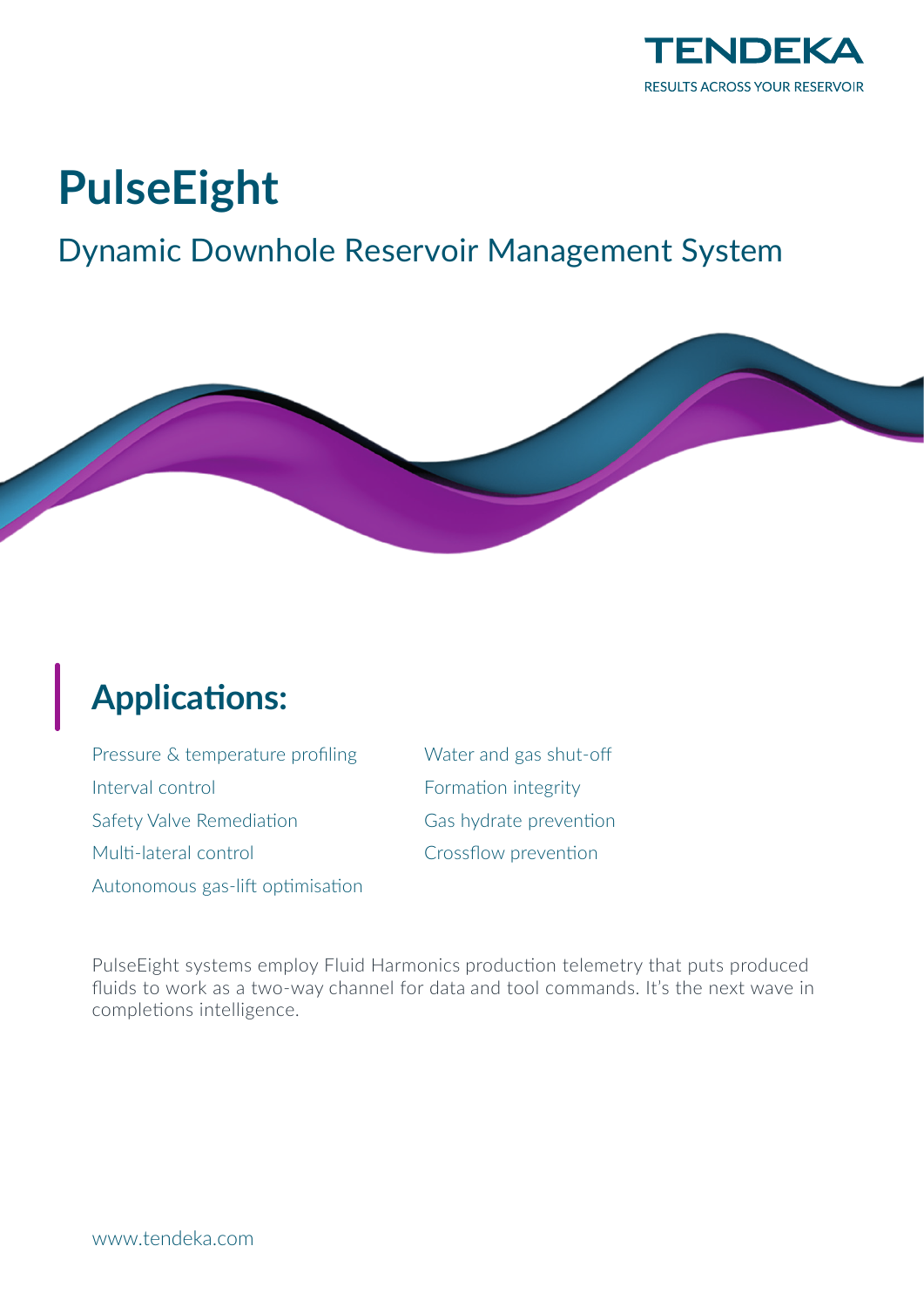TENDEKA

RESULTS ACROSS YOUR RESERVOIR

# PulseEight

## Dynamic Downhole Reservoir Management System

## Applications:

- Pressure & temperature profiling
- Interval control
- Safety Valve Remediation
- Multi-lateral control
- Autonomous gas-lift optimisation
- Water and gas shut-off
- Formation integrity
- Gas hydrate prevention
- Crossflow prevention

PulseEight systems employ Fluid Harmonics production telemetry that puts produced fluids to work as a two-way channel for data and tool commands. It's the next wave in completions intelligence.

www.tendeka.com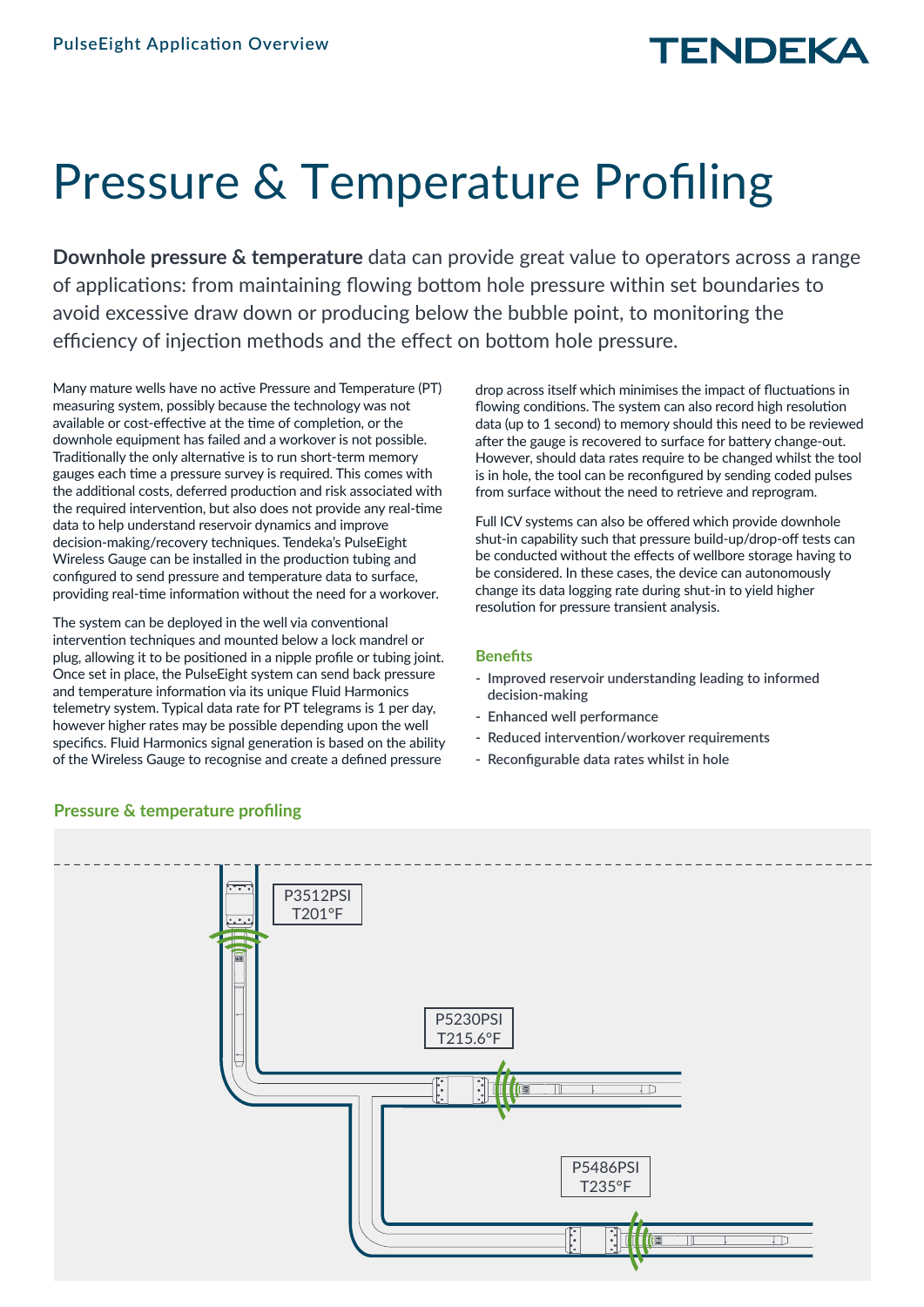# Pressure & Temperature Profiling

**Downhole pressure & temperature** data can provide great value to operators across a range of applications: from maintaining flowing bottom hole pressure within set boundaries to avoid excessive draw down or producing below the bubble point, to monitoring the efficiency of injection methods and the effect on bottom hole pressure.

Many mature wells have no active Pressure and Temperature (PT) measuring system, possibly because the technology was not available or cost-effective at the time of completion, or the downhole equipment has failed and a workover is not possible. Traditionally the only alternative is to run short-term memory gauges each time a pressure survey is required. This comes with the additional costs, deferred production and risk associated with the required intervention, but also does not provide any real-time data to help understand reservoir dynamics and improve decision-making/recovery techniques. Tendeka's PulseEight Wireless Gauge can be installed in the production tubing and configured to send pressure and temperature data to surface, providing real-time information without the need for a workover.

The system can be deployed in the well via conventional intervention techniques and mounted below a lock mandrel or plug, allowing it to be positioned in a nipple profile or tubing joint. Once set in place, the PulseEight system can send back pressure and temperature information via its unique Fluid Harmonics telemetry system. Typical data rate for PT telegrams is 1 per day, however higher rates may be possible depending upon the well specifics. Fluid Harmonics signal generation is based on the ability of the Wireless Gauge to recognise and create a defined pressure drop across itself which minimises the impact of fluctuations in flowing conditions. The system can also record high resolution data (up to 1 second) to memory should this need to be reviewed after the gauge is recovered to surface for battery change-out. However, should data rates require to be changed whilst the tool is in hole, the tool can be reconfigured by sending coded pulses from surface without the need to retrieve and reprogram.

Full ICV systems can also be offered which provide downhole shut-in capability such that pressure build-up/drop-off tests can be conducted without the effects of wellbore storage having to be considered. In these cases, the device can autonomously change its data logging rate during shut-in to yield higher resolution for pressure transient analysis.

### Benefits

- Improved reservoir understanding leading to informed decision-making
- Enhanced well performance
- Reduced intervention/workover requirements
- Reconfigurable data rates whilst in hole

### Pressure & temperature profiling

P3512PSI
T201°F

P5230PSI
T215.6°F

P5486PSI
T235°F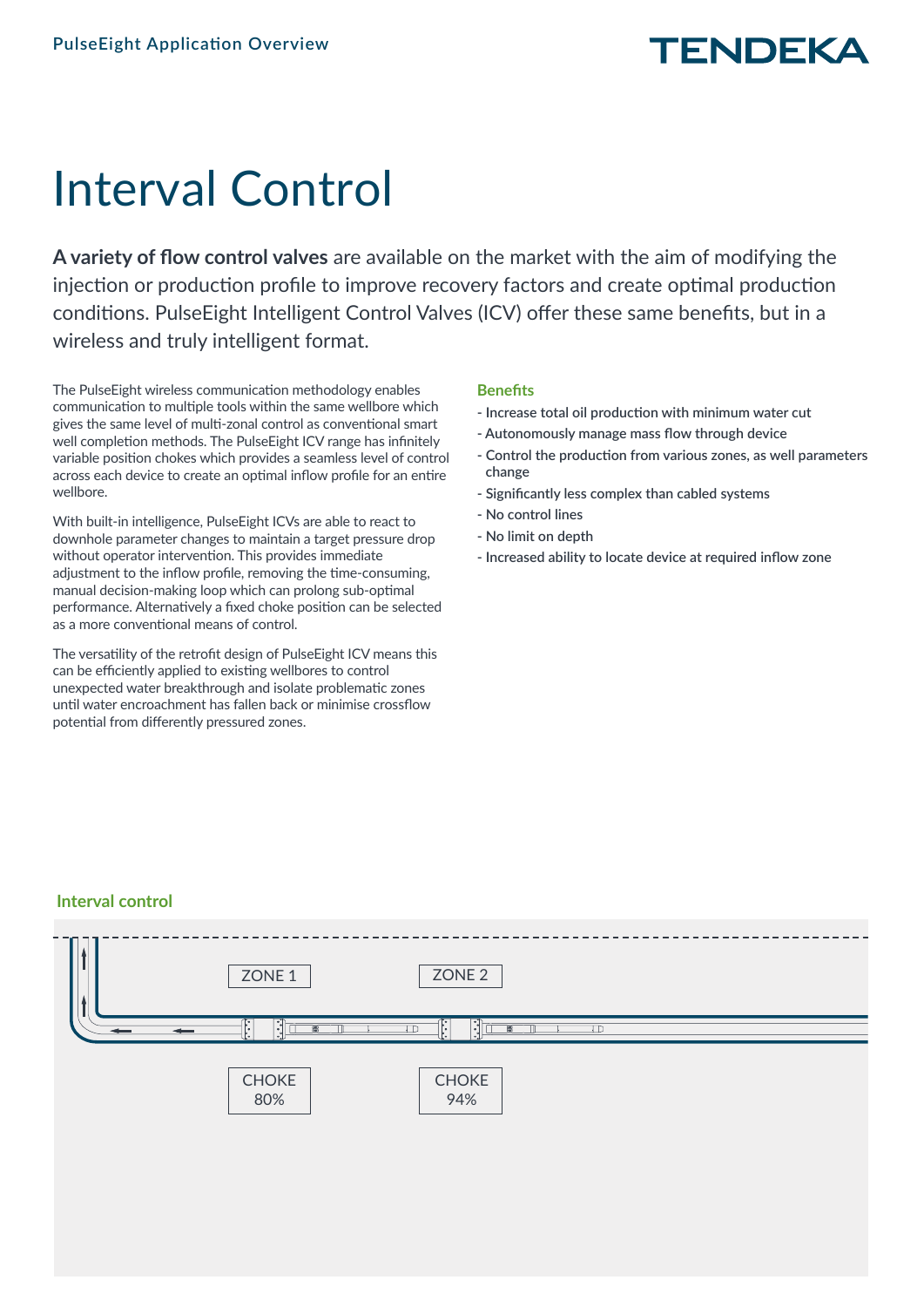# Interval Control

**A variety of flow control valves** are available on the market with the aim of modifying the injection or production profile to improve recovery factors and create optimal production conditions. PulseEight Intelligent Control Valves (ICV) offer these same benefits, but in a wireless and truly intelligent format.

The PulseEight wireless communication methodology enables communication to multiple tools within the same wellbore which gives the same level of multi-zonal control as conventional smart well completion methods. The PulseEight ICV range has infinitely variable position chokes which provides a seamless level of control across each device to create an optimal inflow profile for an entire wellbore.

With built-in intelligence, PulseEight ICVs are able to react to downhole parameter changes to maintain a target pressure drop without operator intervention. This provides immediate adjustment to the inflow profile, removing the time-consuming, manual decision-making loop which can prolong sub-optimal performance. Alternatively a fixed choke position can be selected as a more conventional means of control.

The versatility of the retrofit design of PulseEight ICV means this can be efficiently applied to existing wellbores to control unexpected water breakthrough and isolate problematic zones until water encroachment has fallen back or minimise crossflow potential from differently pressured zones.

### Benefits

- Increase total oil production with minimum water cut
- Autonomously manage mass flow through device
- Control the production from various zones, as well parameters change
- Significantly less complex than cabled systems
- No control lines
- No limit on depth
- Increased ability to locate device at required inflow zone

### Interval control

ZONE 1

ZONE 2

CHOKE 80%

CHOKE 94%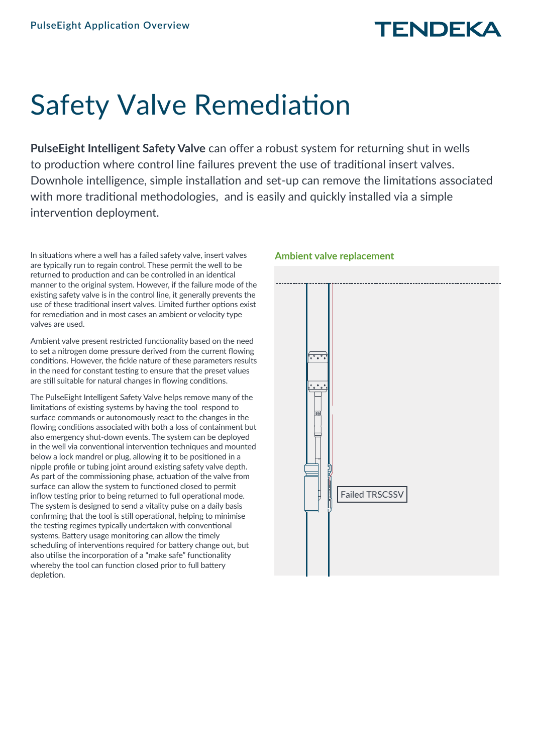# Safety Valve Remediation

**PulseEight Intelligent Safety Valve** can offer a robust system for returning shut in wells to production where control line failures prevent the use of traditional insert valves. Downhole intelligence, simple installation and set-up can remove the limitations associated with more traditional methodologies, and is easily and quickly installed via a simple intervention deployment.

In situations where a well has a failed safety valve, insert valves are typically run to regain control. These permit the well to be returned to production and can be controlled in an identical manner to the original system. However, if the failure mode of the existing safety valve is in the control line, it generally prevents the use of these traditional insert valves. Limited further options exist for remediation and in most cases an ambient or velocity type valves are used.

Ambient valve present restricted functionality based on the need to set a nitrogen dome pressure derived from the current flowing conditions. However, the fickle nature of these parameters results in the need for constant testing to ensure that the preset values are still suitable for natural changes in flowing conditions.

The PulseEight Intelligent Safety Valve helps remove many of the limitations of existing systems by having the tool respond to surface commands or autonomously react to the changes in the flowing conditions associated with both a loss of containment but also emergency shut-down events. The system can be deployed in the well via conventional intervention techniques and mounted below a lock mandrel or plug, allowing it to be positioned in a nipple profile or tubing joint around existing safety valve depth. As part of the commissioning phase, actuation of the valve from surface can allow the system to functioned closed to permit inflow testing prior to being returned to full operational mode. The system is designed to send a vitality pulse on a daily basis confirming that the tool is still operational, helping to minimise the testing regimes typically undertaken with conventional systems. Battery usage monitoring can allow the timely scheduling of interventions required for battery change out, but also utilise the incorporation of a "make safe" functionality whereby the tool can function closed prior to full battery depletion.

## Ambient valve replacement

Failed TRSCSSV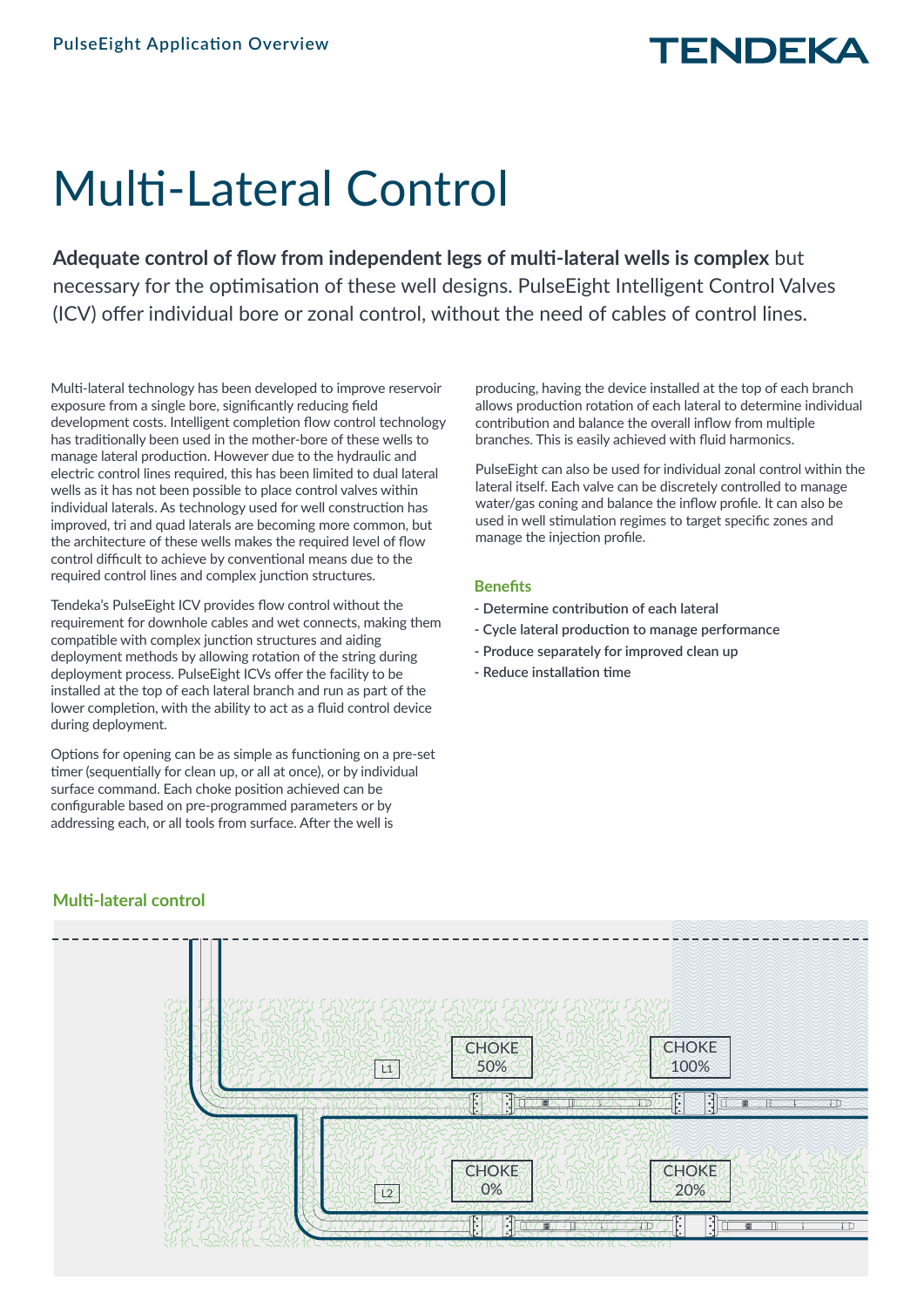# Multi-Lateral Control

**Adequate control of flow from independent legs of multi-lateral wells is complex** but necessary for the optimisation of these well designs. PulseEight Intelligent Control Valves (ICV) offer individual bore or zonal control, without the need of cables of control lines.

Multi-lateral technology has been developed to improve reservoir exposure from a single bore, significantly reducing field development costs. Intelligent completion flow control technology has traditionally been used in the mother-bore of these wells to manage lateral production. However due to the hydraulic and electric control lines required, this has been limited to dual lateral wells as it has not been possible to place control valves within individual laterals. As technology used for well construction has improved, tri and quad laterals are becoming more common, but the architecture of these wells makes the required level of flow control difficult to achieve by conventional means due to the required control lines and complex junction structures.

Tendeka's PulseEight ICV provides flow control without the requirement for downhole cables and wet connects, making them compatible with complex junction structures and aiding deployment methods by allowing rotation of the string during deployment process. PulseEight ICVs offer the facility to be installed at the top of each lateral branch and run as part of the lower completion, with the ability to act as a fluid control device during deployment.

Options for opening can be as simple as functioning on a pre-set timer (sequentially for clean up, or all at once), or by individual surface command. Each choke position achieved can be configurable based on pre-programmed parameters or by addressing each, or all tools from surface. After the well is producing, having the device installed at the top of each branch allows production rotation of each lateral to determine individual contribution and balance the overall inflow from multiple branches. This is easily achieved with fluid harmonics.

PulseEight can also be used for individual zonal control within the lateral itself. Each valve can be discretely controlled to manage water/gas coning and balance the inflow profile. It can also be used in well stimulation regimes to target specific zones and manage the injection profile.

## Benefits

- Determine contribution of each lateral
- Cycle lateral production to manage performance
- Produce separately for improved clean up
- Reduce installation time

## Multi-lateral control

L1 — CHOKE 50% — CHOKE 100%

L2 — CHOKE 0% — CHOKE 20%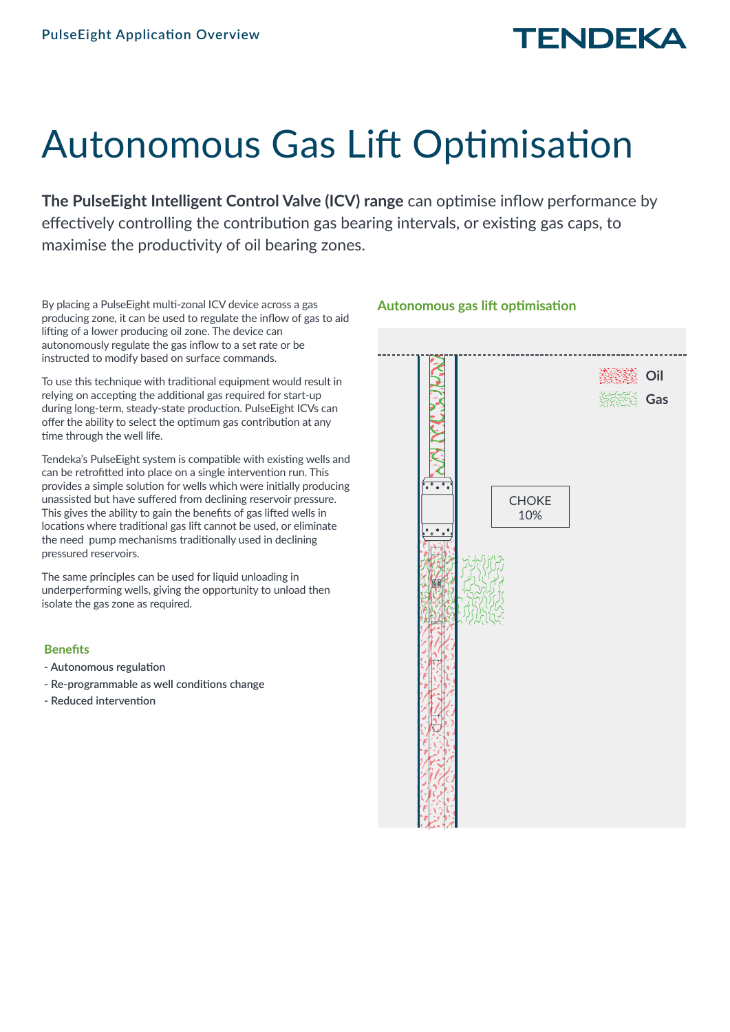# Autonomous Gas Lift Optimisation

**The PulseEight Intelligent Control Valve (ICV) range** can optimise inflow performance by effectively controlling the contribution gas bearing intervals, or existing gas caps, to maximise the productivity of oil bearing zones.

By placing a PulseEight multi-zonal ICV device across a gas producing zone, it can be used to regulate the inflow of gas to aid lifting of a lower producing oil zone. The device can autonomously regulate the gas inflow to a set rate or be instructed to modify based on surface commands.

To use this technique with traditional equipment would result in relying on accepting the additional gas required for start-up during long-term, steady-state production. PulseEight ICVs can offer the ability to select the optimum gas contribution at any time through the well life.

Tendeka's PulseEight system is compatible with existing wells and can be retrofitted into place on a single intervention run. This provides a simple solution for wells which were initially producing unassisted but have suffered from declining reservoir pressure. This gives the ability to gain the benefits of gas lifted wells in locations where traditional gas lift cannot be used, or eliminate the need pump mechanisms traditionally used in declining pressured reservoirs.

The same principles can be used for liquid unloading in underperforming wells, giving the opportunity to unload then isolate the gas zone as required.

### Benefits

- Autonomous regulation
- Re-programmable as well conditions change
- Reduced intervention

### Autonomous gas lift optimisation

Oil

Gas

CHOKE 10%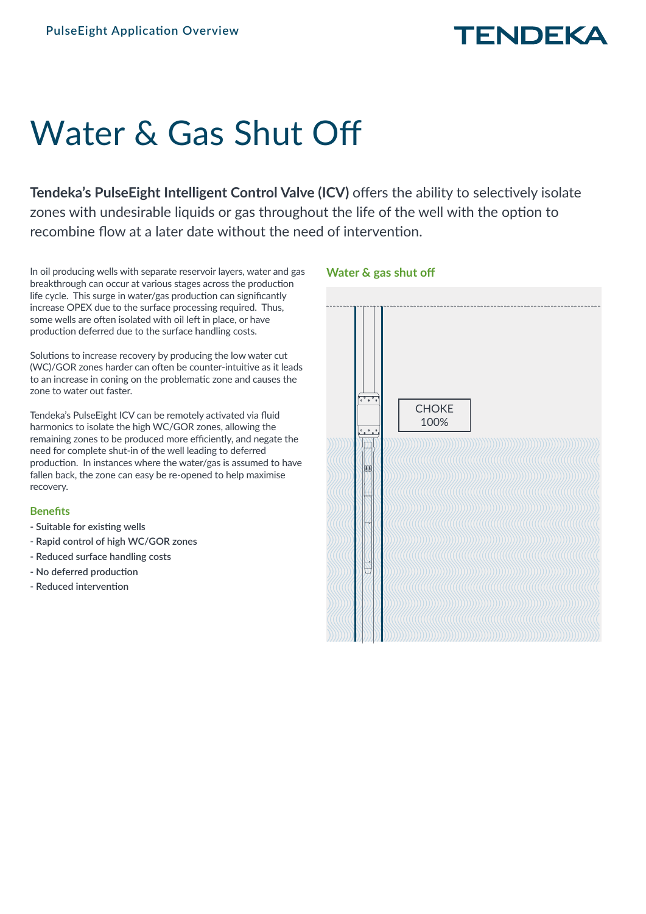# Water & Gas Shut Off

**Tendeka's PulseEight Intelligent Control Valve (ICV)** offers the ability to selectively isolate zones with undesirable liquids or gas throughout the life of the well with the option to recombine flow at a later date without the need of intervention.

In oil producing wells with separate reservoir layers, water and gas breakthrough can occur at various stages across the production life cycle. This surge in water/gas production can significantly increase OPEX due to the surface processing required. Thus, some wells are often isolated with oil left in place, or have production deferred due to the surface handling costs.

Solutions to increase recovery by producing the low water cut (WC)/GOR zones harder can often be counter-intuitive as it leads to an increase in coning on the problematic zone and causes the zone to water out faster.

Tendeka's PulseEight ICV can be remotely activated via fluid harmonics to isolate the high WC/GOR zones, allowing the remaining zones to be produced more efficiently, and negate the need for complete shut-in of the well leading to deferred production. In instances where the water/gas is assumed to have fallen back, the zone can easy be re-opened to help maximise recovery.

## Benefits

- Suitable for existing wells
- Rapid control of high WC/GOR zones
- Reduced surface handling costs
- No deferred production
- Reduced intervention

## Water & gas shut off

CHOKE 100%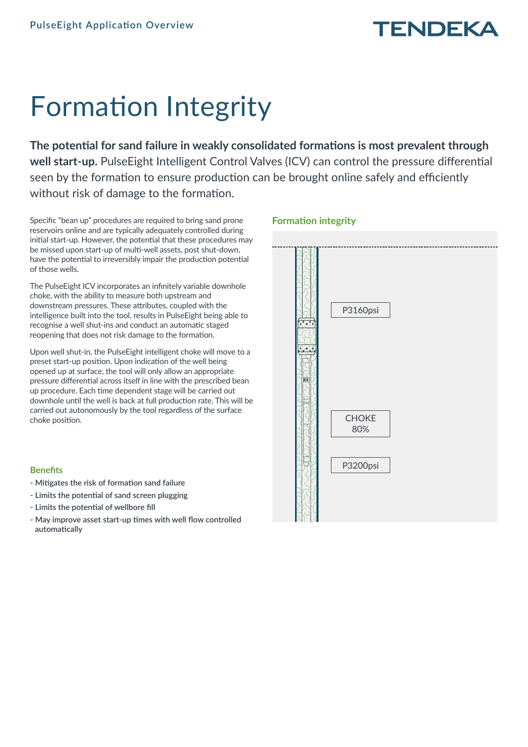# Formation Integrity

**The potential for sand failure in weakly consolidated formations is most prevalent through well start-up.** PulseEight Intelligent Control Valves (ICV) can control the pressure differential seen by the formation to ensure production can be brought online safely and efficiently without risk of damage to the formation.

Specific "bean up" procedures are required to bring sand prone reservoirs online and are typically adequately controlled during initial start-up. However, the potential that these procedures may be missed upon start-up of multi-well assets, post shut-down, have the potential to irreversibly impair the production potential of those wells.

The PulseEight ICV incorporates an infinitely variable downhole choke, with the ability to measure both upstream and downstream pressures. These attributes, coupled with the intelligence built into the tool, results in PulseEight being able to recognise a well shut-ins and conduct an automatic staged reopening that does not risk damage to the formation.

Upon well shut-in, the PulseEight intelligent choke will move to a preset start-up position. Upon indication of the well being opened up at surface, the tool will only allow an appropriate pressure differential across itself in line with the prescribed bean up procedure. Each time dependent stage will be carried out downhole until the well is back at full production rate. This will be carried out autonomously by the tool regardless of the surface choke position.

### Formation integrity

P3160psi

CHOKE 80%

P3200psi

### Benefits

- Mitigates the risk of formation sand failure
- Limits the potential of sand screen plugging
- Limits the potential of wellbore fill
- May improve asset start-up times with well flow controlled automatically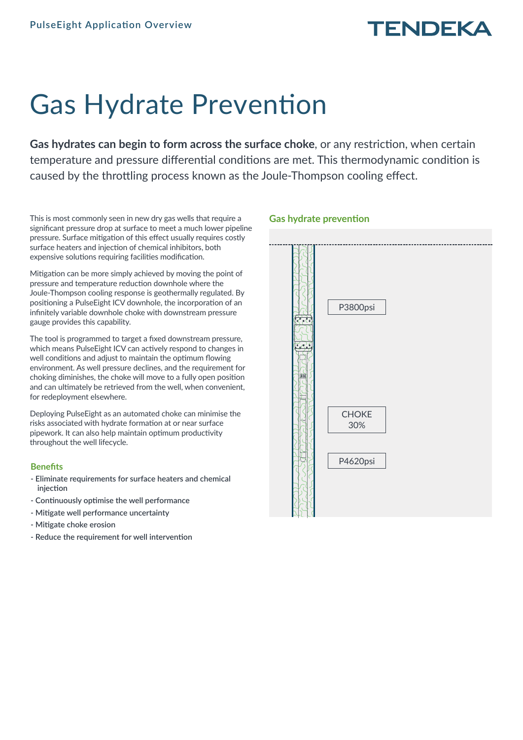# Gas Hydrate Prevention

**Gas hydrates can begin to form across the surface choke**, or any restriction, when certain temperature and pressure differential conditions are met. This thermodynamic condition is caused by the throttling process known as the Joule-Thompson cooling effect.

This is most commonly seen in new dry gas wells that require a significant pressure drop at surface to meet a much lower pipeline pressure. Surface mitigation of this effect usually requires costly surface heaters and injection of chemical inhibitors, both expensive solutions requiring facilities modification.

Mitigation can be more simply achieved by moving the point of pressure and temperature reduction downhole where the Joule-Thompson cooling response is geothermally regulated. By positioning a PulseEight ICV downhole, the incorporation of an infinitely variable downhole choke with downstream pressure gauge provides this capability.

The tool is programmed to target a fixed downstream pressure, which means PulseEight ICV can actively respond to changes in well conditions and adjust to maintain the optimum flowing environment. As well pressure declines, and the requirement for choking diminishes, the choke will move to a fully open position and can ultimately be retrieved from the well, when convenient, for redeployment elsewhere.

Deploying PulseEight as an automated choke can minimise the risks associated with hydrate formation at or near surface pipework. It can also help maintain optimum productivity throughout the well lifecycle.

### Benefits

- Eliminate requirements for surface heaters and chemical injection
- Continuously optimise the well performance
- Mitigate well performance uncertainty
- Mitigate choke erosion
- Reduce the requirement for well intervention

### Gas hydrate prevention

P3800psi

CHOKE 30%

P4620psi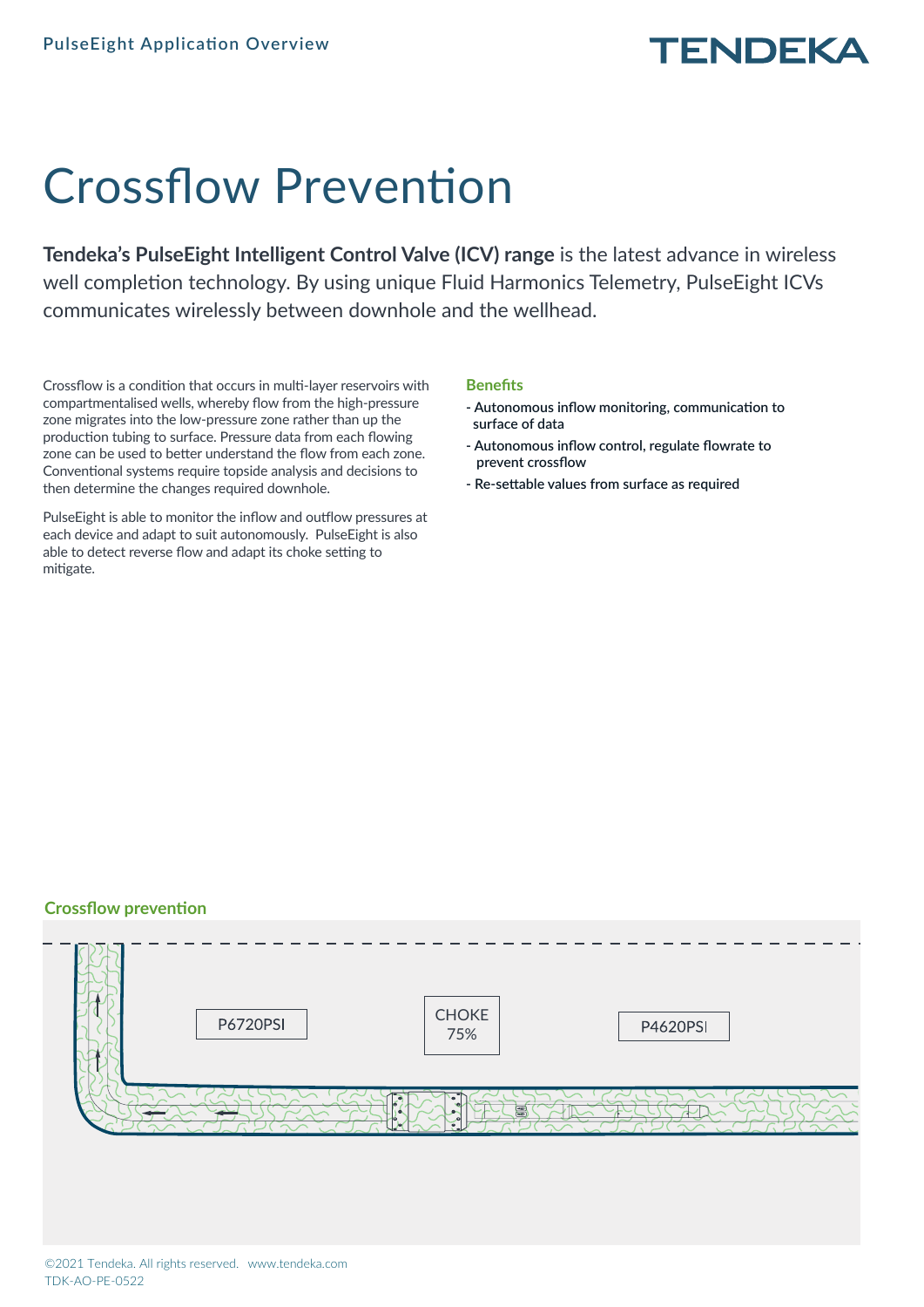# Crossflow Prevention

**Tendeka's PulseEight Intelligent Control Valve (ICV) range** is the latest advance in wireless well completion technology. By using unique Fluid Harmonics Telemetry, PulseEight ICVs communicates wirelessly between downhole and the wellhead.

Crossflow is a condition that occurs in multi-layer reservoirs with compartmentalised wells, whereby flow from the high-pressure zone migrates into the low-pressure zone rather than up the production tubing to surface. Pressure data from each flowing zone can be used to better understand the flow from each zone. Conventional systems require topside analysis and decisions to then determine the changes required downhole.

PulseEight is able to monitor the inflow and outflow pressures at each device and adapt to suit autonomously. PulseEight is also able to detect reverse flow and adapt its choke setting to mitigate.

### Benefits

- Autonomous inflow monitoring, communication to surface of data
- Autonomous inflow control, regulate flowrate to prevent crossflow
- Re-settable values from surface as required

### Crossflow prevention

P6720PSI

CHOKE
75%

P4620PSI

©2021 Tendeka. All rights reserved. www.tendeka.com
TDK-AO-PE-0522